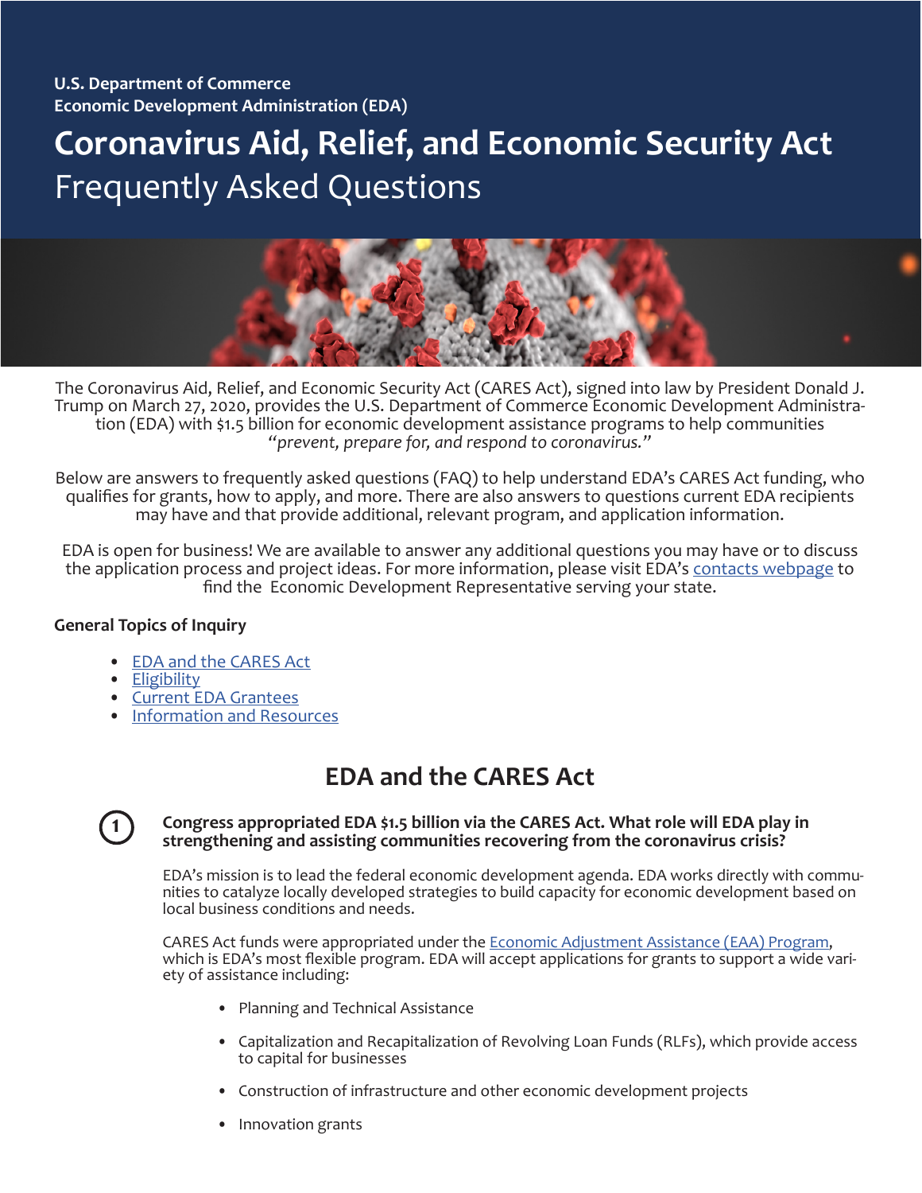**U.S. Department of Commerce**
**Economic Development Administration (EDA)**

# Coronavirus Aid, Relief, and Economic Security Act

Frequently Asked Questions

The Coronavirus Aid, Relief, and Economic Security Act (CARES Act), signed into law by President Donald J. Trump on March 27, 2020, provides the U.S. Department of Commerce Economic Development Administration (EDA) with $1.5 billion for economic development assistance programs to help communities *"prevent, prepare for, and respond to coronavirus."*

Below are answers to frequently asked questions (FAQ) to help understand EDA's CARES Act funding, who qualifies for grants, how to apply, and more. There are also answers to questions current EDA recipients may have and that provide additional, relevant program, and application information.

EDA is open for business! We are available to answer any additional questions you may have or to discuss the application process and project ideas. For more information, please visit EDA's contacts webpage to find the Economic Development Representative serving your state.

**General Topics of Inquiry**

- EDA and the CARES Act
- Eligibility
- Current EDA Grantees
- Information and Resources

## EDA and the CARES Act

1. **Congress appropriated EDA $1.5 billion via the CARES Act. What role will EDA play in strengthening and assisting communities recovering from the coronavirus crisis?**

EDA's mission is to lead the federal economic development agenda. EDA works directly with communities to catalyze locally developed strategies to build capacity for economic development based on local business conditions and needs.

CARES Act funds were appropriated under the Economic Adjustment Assistance (EAA) Program, which is EDA's most flexible program. EDA will accept applications for grants to support a wide variety of assistance including:

- Planning and Technical Assistance
- Capitalization and Recapitalization of Revolving Loan Funds (RLFs), which provide access to capital for businesses
- Construction of infrastructure and other economic development projects
- Innovation grants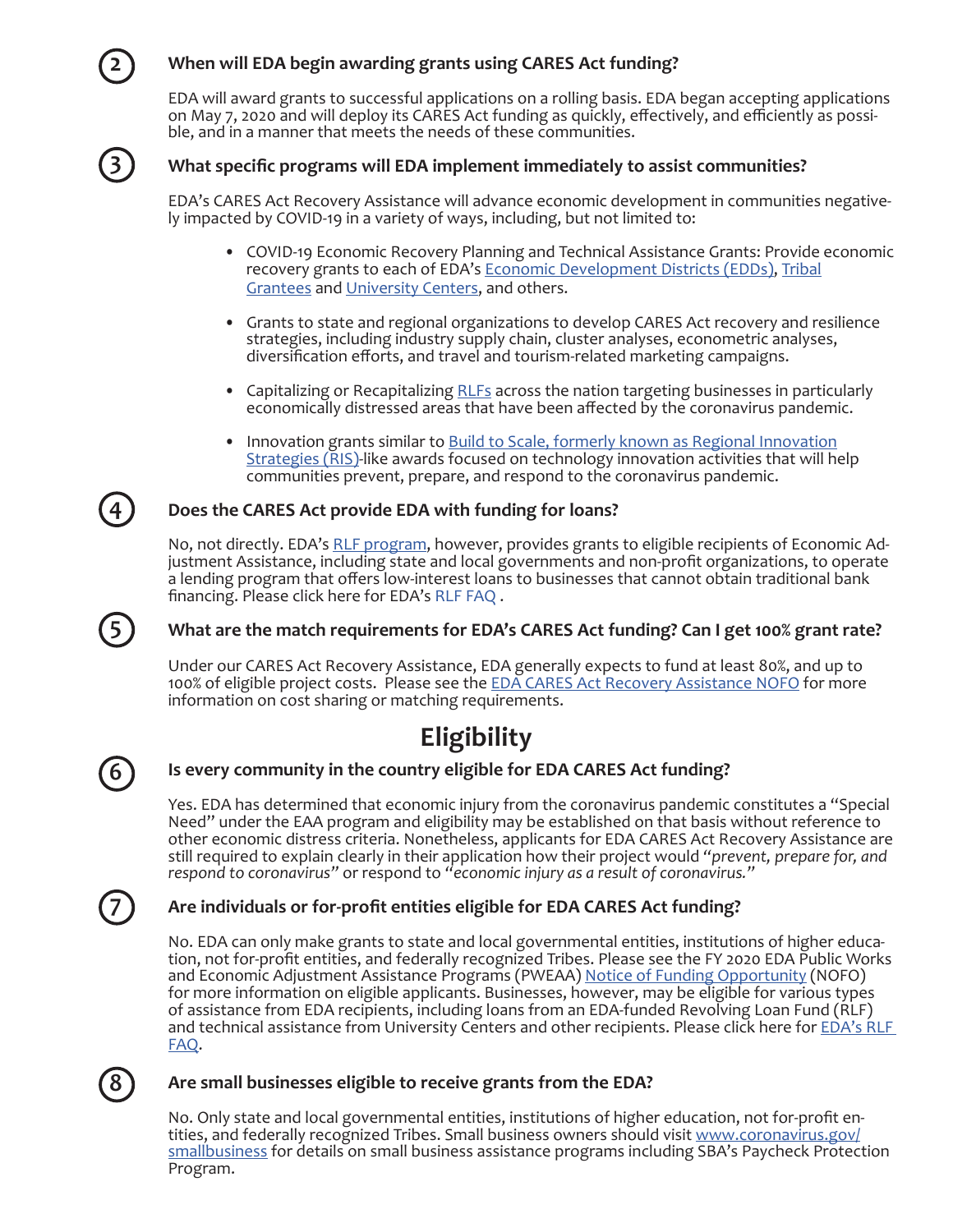## 2 When will EDA begin awarding grants using CARES Act funding?

EDA will award grants to successful applications on a rolling basis. EDA began accepting applications on May 7, 2020 and will deploy its CARES Act funding as quickly, effectively, and efficiently as possible, and in a manner that meets the needs of these communities.

## 3 What specific programs will EDA implement immediately to assist communities?

EDA's CARES Act Recovery Assistance will advance economic development in communities negatively impacted by COVID-19 in a variety of ways, including, but not limited to:

- COVID-19 Economic Recovery Planning and Technical Assistance Grants: Provide economic recovery grants to each of EDA's Economic Development Districts (EDDs), Tribal Grantees and University Centers, and others.
- Grants to state and regional organizations to develop CARES Act recovery and resilience strategies, including industry supply chain, cluster analyses, econometric analyses, diversification efforts, and travel and tourism-related marketing campaigns.
- Capitalizing or Recapitalizing RLFs across the nation targeting businesses in particularly economically distressed areas that have been affected by the coronavirus pandemic.
- Innovation grants similar to Build to Scale, formerly known as Regional Innovation Strategies (RIS)-like awards focused on technology innovation activities that will help communities prevent, prepare, and respond to the coronavirus pandemic.

## 4 Does the CARES Act provide EDA with funding for loans?

No, not directly. EDA's RLF program, however, provides grants to eligible recipients of Economic Adjustment Assistance, including state and local governments and non-profit organizations, to operate a lending program that offers low-interest loans to businesses that cannot obtain traditional bank financing. Please click here for EDA's RLF FAQ .

## 5 What are the match requirements for EDA's CARES Act funding? Can I get 100% grant rate?

Under our CARES Act Recovery Assistance, EDA generally expects to fund at least 80%, and up to 100% of eligible project costs. Please see the EDA CARES Act Recovery Assistance NOFO for more information on cost sharing or matching requirements.

# Eligibility

## 6 Is every community in the country eligible for EDA CARES Act funding?

Yes. EDA has determined that economic injury from the coronavirus pandemic constitutes a "Special Need" under the EAA program and eligibility may be established on that basis without reference to other economic distress criteria. Nonetheless, applicants for EDA CARES Act Recovery Assistance are still required to explain clearly in their application how their project would *"prevent, prepare for, and respond to coronavirus"* or respond to *"economic injury as a result of coronavirus."*

## 7 Are individuals or for-profit entities eligible for EDA CARES Act funding?

No. EDA can only make grants to state and local governmental entities, institutions of higher education, not for-profit entities, and federally recognized Tribes. Please see the FY 2020 EDA Public Works and Economic Adjustment Assistance Programs (PWEAA) Notice of Funding Opportunity (NOFO) for more information on eligible applicants. Businesses, however, may be eligible for various types of assistance from EDA recipients, including loans from an EDA-funded Revolving Loan Fund (RLF) and technical assistance from University Centers and other recipients. Please click here for EDA's RLF FAQ.

## 8 Are small businesses eligible to receive grants from the EDA?

No. Only state and local governmental entities, institutions of higher education, not for-profit entities, and federally recognized Tribes. Small business owners should visit www.coronavirus.gov/smallbusiness for details on small business assistance programs including SBA's Paycheck Protection Program.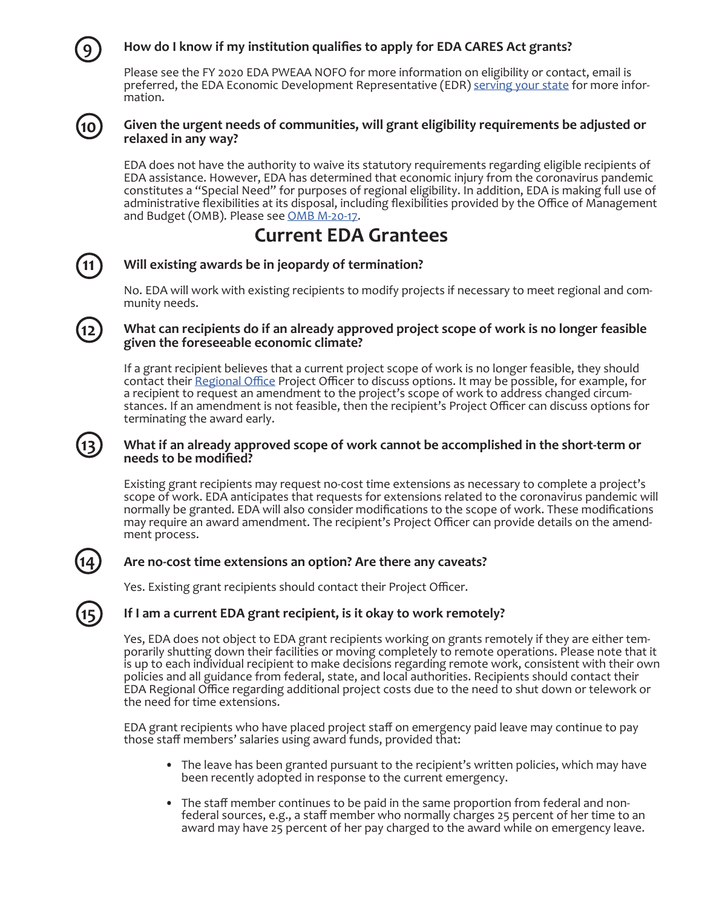**9. How do I know if my institution qualifies to apply for EDA CARES Act grants?**

Please see the FY 2020 EDA PWEAA NOFO for more information on eligibility or contact, email is preferred, the EDA Economic Development Representative (EDR) [serving your state] for more information.

**10. Given the urgent needs of communities, will grant eligibility requirements be adjusted or relaxed in any way?**

EDA does not have the authority to waive its statutory requirements regarding eligible recipients of EDA assistance. However, EDA has determined that economic injury from the coronavirus pandemic constitutes a "Special Need" for purposes of regional eligibility. In addition, EDA is making full use of administrative flexibilities at its disposal, including flexibilities provided by the Office of Management and Budget (OMB). Please see [OMB M-20-17].

## Current EDA Grantees

**11. Will existing awards be in jeopardy of termination?**

No. EDA will work with existing recipients to modify projects if necessary to meet regional and community needs.

**12. What can recipients do if an already approved project scope of work is no longer feasible given the foreseeable economic climate?**

If a grant recipient believes that a current project scope of work is no longer feasible, they should contact their [Regional Office] Project Officer to discuss options. It may be possible, for example, for a recipient to request an amendment to the project's scope of work to address changed circumstances. If an amendment is not feasible, then the recipient's Project Officer can discuss options for terminating the award early.

**13. What if an already approved scope of work cannot be accomplished in the short-term or needs to be modified?**

Existing grant recipients may request no-cost time extensions as necessary to complete a project's scope of work. EDA anticipates that requests for extensions related to the coronavirus pandemic will normally be granted. EDA will also consider modifications to the scope of work. These modifications may require an award amendment. The recipient's Project Officer can provide details on the amendment process.

**14. Are no-cost time extensions an option? Are there any caveats?**

Yes. Existing grant recipients should contact their Project Officer.

**15. If I am a current EDA grant recipient, is it okay to work remotely?**

Yes, EDA does not object to EDA grant recipients working on grants remotely if they are either temporarily shutting down their facilities or moving completely to remote operations. Please note that it is up to each individual recipient to make decisions regarding remote work, consistent with their own policies and all guidance from federal, state, and local authorities. Recipients should contact their EDA Regional Office regarding additional project costs due to the need to shut down or telework or the need for time extensions.

EDA grant recipients who have placed project staff on emergency paid leave may continue to pay those staff members' salaries using award funds, provided that:

- The leave has been granted pursuant to the recipient's written policies, which may have been recently adopted in response to the current emergency.
- The staff member continues to be paid in the same proportion from federal and non-federal sources, e.g., a staff member who normally charges 25 percent of her time to an award may have 25 percent of her pay charged to the award while on emergency leave.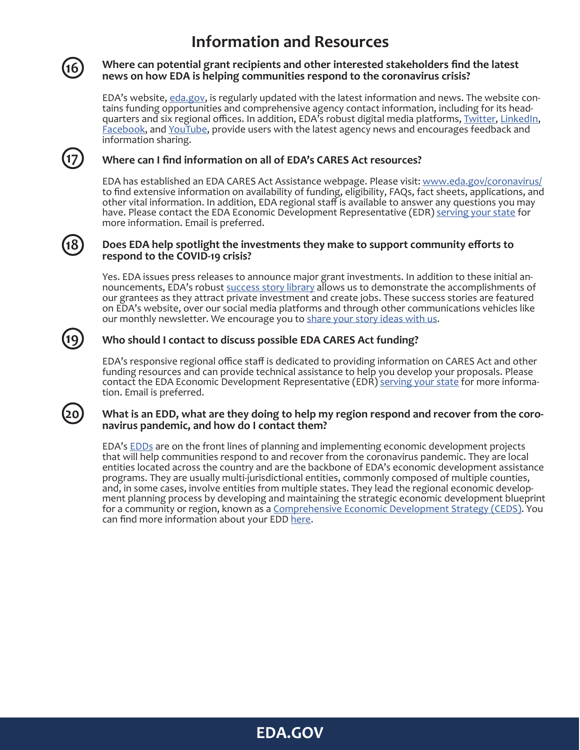# Information and Resources

### 16 Where can potential grant recipients and other interested stakeholders find the latest news on how EDA is helping communities respond to the coronavirus crisis?

EDA's website, eda.gov, is regularly updated with the latest information and news. The website contains funding opportunities and comprehensive agency contact information, including for its headquarters and six regional offices. In addition, EDA's robust digital media platforms, Twitter, LinkedIn, Facebook, and YouTube, provide users with the latest agency news and encourages feedback and information sharing.

### 17 Where can I find information on all of EDA's CARES Act resources?

EDA has established an EDA CARES Act Assistance webpage. Please visit: www.eda.gov/coronavirus/ to find extensive information on availability of funding, eligibility, FAQs, fact sheets, applications, and other vital information. In addition, EDA regional staff is available to answer any questions you may have. Please contact the EDA Economic Development Representative (EDR) serving your state for more information. Email is preferred.

### 18 Does EDA help spotlight the investments they make to support community efforts to respond to the COVID-19 crisis?

Yes. EDA issues press releases to announce major grant investments. In addition to these initial announcements, EDA's robust success story library allows us to demonstrate the accomplishments of our grantees as they attract private investment and create jobs. These success stories are featured on EDA's website, over our social media platforms and through other communications vehicles like our monthly newsletter. We encourage you to share your story ideas with us.

### 19 Who should I contact to discuss possible EDA CARES Act funding?

EDA's responsive regional office staff is dedicated to providing information on CARES Act and other funding resources and can provide technical assistance to help you develop your proposals. Please contact the EDA Economic Development Representative (EDR) serving your state for more information. Email is preferred.

### 20 What is an EDD, what are they doing to help my region respond and recover from the coronavirus pandemic, and how do I contact them?

EDA's EDDs are on the front lines of planning and implementing economic development projects that will help communities respond to and recover from the coronavirus pandemic. They are local entities located across the country and are the backbone of EDA's economic development assistance programs. They are usually multi-jurisdictional entities, commonly composed of multiple counties, and, in some cases, involve entities from multiple states. They lead the regional economic development planning process by developing and maintaining the strategic economic development blueprint for a community or region, known as a Comprehensive Economic Development Strategy (CEDS). You can find more information about your EDD here.